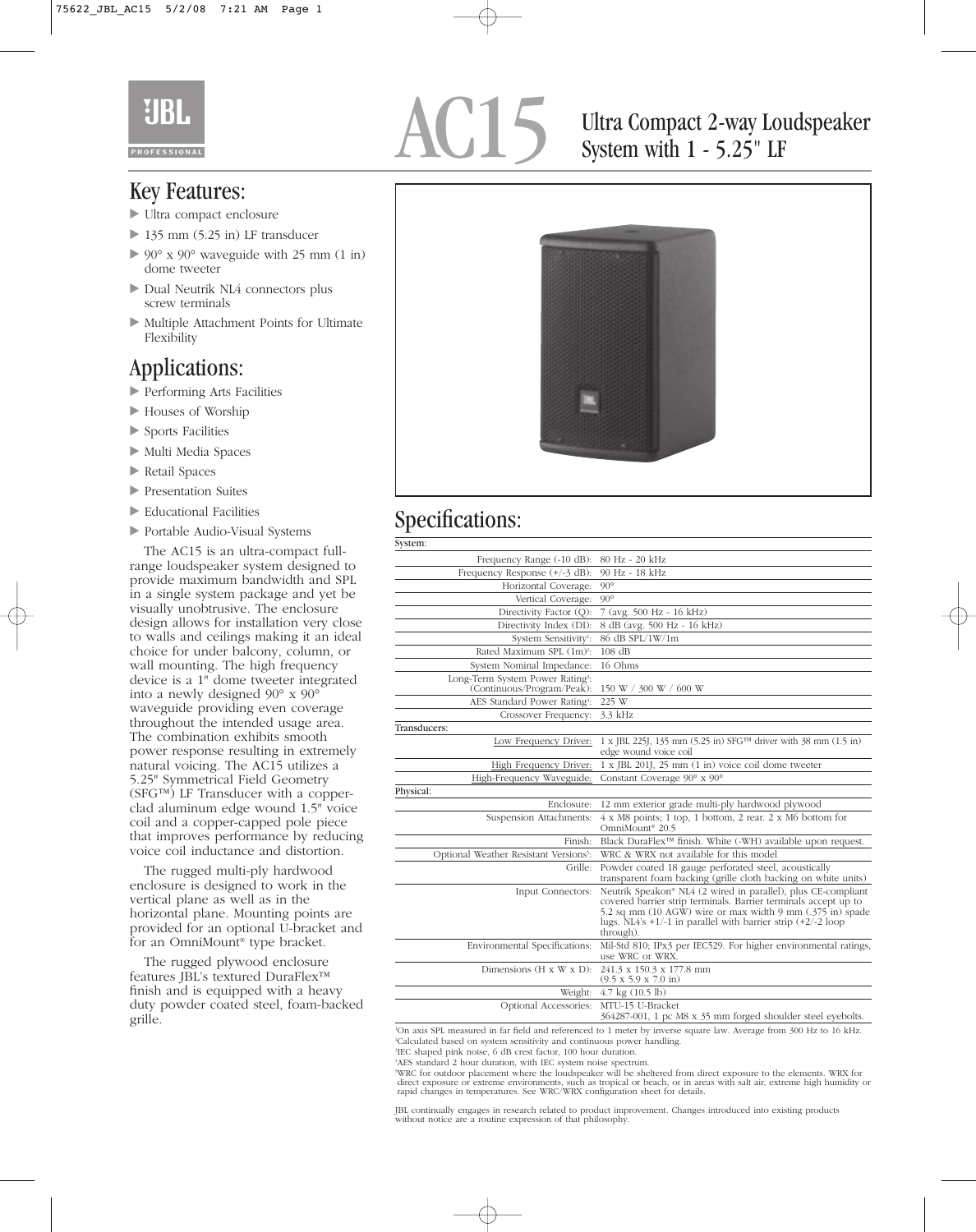# AC15

## Ultra Compact 2-way Loudspeaker System with 1 - 5.25" LF

## Key Features:

- Ultra compact enclosure
- 135 mm (5.25 in) LF transducer
- 90° x 90° waveguide with 25 mm (1 in) dome tweeter
- Dual Neutrik NL4 connectors plus screw terminals
- Multiple Attachment Points for Ultimate Flexibility

## Applications:

- Performing Arts Facilities
- Houses of Worship
- Sports Facilities
- Multi Media Spaces
- Retail Spaces
- Presentation Suites
- Educational Facilities
- Portable Audio-Visual Systems

The AC15 is an ultra-compact full-range loudspeaker system designed to provide maximum bandwidth and SPL in a single system package and yet be visually unobtrusive. The enclosure design allows for installation very close to walls and ceilings making it an ideal choice for under balcony, column, or wall mounting. The high frequency device is a 1" dome tweeter integrated into a newly designed 90° x 90° waveguide providing even coverage throughout the intended usage area. The combination exhibits smooth power response resulting in extremely natural voicing. The AC15 utilizes a 5.25" Symmetrical Field Geometry (SFG™) LF Transducer with a copper-clad aluminum edge wound 1.5" voice coil and a copper-capped pole piece that improves performance by reducing voice coil inductance and distortion.

The rugged multi-ply hardwood enclosure is designed to work in the vertical plane as well as in the horizontal plane. Mounting points are provided for an optional U-bracket and for an OmniMount® type bracket.

The rugged plywood enclosure features JBL's textured DuraFlex™ finish and is equipped with a heavy duty powder coated steel, foam-backed grille.

## Specifications:

| | |
|---|---|
| **System:** | |
| Frequency Range (-10 dB): | 80 Hz - 20 kHz |
| Frequency Response (+/-3 dB): | 90 Hz - 18 kHz |
| Horizontal Coverage: | 90° |
| Vertical Coverage: | 90° |
| Directivity Factor (Q): | 7 (avg. 500 Hz - 16 kHz) |
| Directivity Index (DI): | 8 dB (avg. 500 Hz - 16 kHz) |
| System Sensitivity[1]: | 86 dB SPL/1W/1m |
| Rated Maximum SPL (1m)[2]: | 108 dB |
| System Nominal Impedance: | 16 Ohms |
| Long-Term System Power Rating[3]: (Continuous/Program/Peak): | 150 W / 300 W / 600 W |
| AES Standard Power Rating[4]: | 225 W |
| Crossover Frequency: | 3.3 kHz |
| **Transducers:** | |
| Low Frequency Driver: | 1 x JBL 225J, 135 mm (5.25 in) SFG™ driver with 38 mm (1.5 in) edge wound voice coil |
| High Frequency Driver: | 1 x JBL 201J, 25 mm (1 in) voice coil dome tweeter |
| High-Frequency Waveguide: | Constant Coverage 90° x 90° |
| **Physical:** | |
| Enclosure: | 12 mm exterior grade multi-ply hardwood plywood |
| Suspension Attachments: | 4 x M8 points; 1 top, 1 bottom, 2 rear. 2 x M6 bottom for OmniMount® 20.5 |
| Finish: | Black DuraFlex™ finish. White (-WH) available upon request. |
| Optional Weather Resistant Versions[5]: | WRC & WRX not available for this model |
| Grille: | Powder coated 18 gauge perforated steel, acoustically transparent foam backing (grille cloth backing on white units) |
| Input Connectors: | Neutrik Speakon® NL4 (2 wired in parallel), plus CE-compliant covered barrier strip terminals. Barrier terminals accept up to 5.2 sq mm (10 AGW) wire or max width 9 mm (.375 in) spade lugs. NL4's +1/-1 in parallel with barrier strip (+2/-2 loop through). |
| Environmental Specifications: | Mil-Std 810; IPx3 per IEC529. For higher environmental ratings, use WRC or WRX. |
| Dimensions (H x W x D): | 241.3 x 150.3 x 177.8 mm (9.5 x 5.9 x 7.0 in) |
| Weight: | 4.7 kg (10.5 lb) |
| Optional Accessories: | MTU-15 U-Bracket<br>364287-001, 1 pc M8 x 35 mm forged shoulder steel eyebolts. |

[1]On axis SPL measured in far field and referenced to 1 meter by inverse square law. Average from 300 Hz to 16 kHz.
[2]Calculated based on system sensitivity and continuous power handling.
[3]IEC shaped pink noise, 6 dB crest factor, 100 hour duration.
[4]AES standard 2 hour duration, with IEC system noise spectrum.
[5]WRC for outdoor placement where the loudspeaker will be sheltered from direct exposure to the elements. WRX for direct exposure or extreme environments, such as tropical or beach, or in areas with salt air, extreme high humidity or rapid changes in temperatures. See WRC/WRX configuration sheet for details.

JBL continually engages in research related to product improvement. Changes introduced into existing products without notice are a routine expression of that philosophy.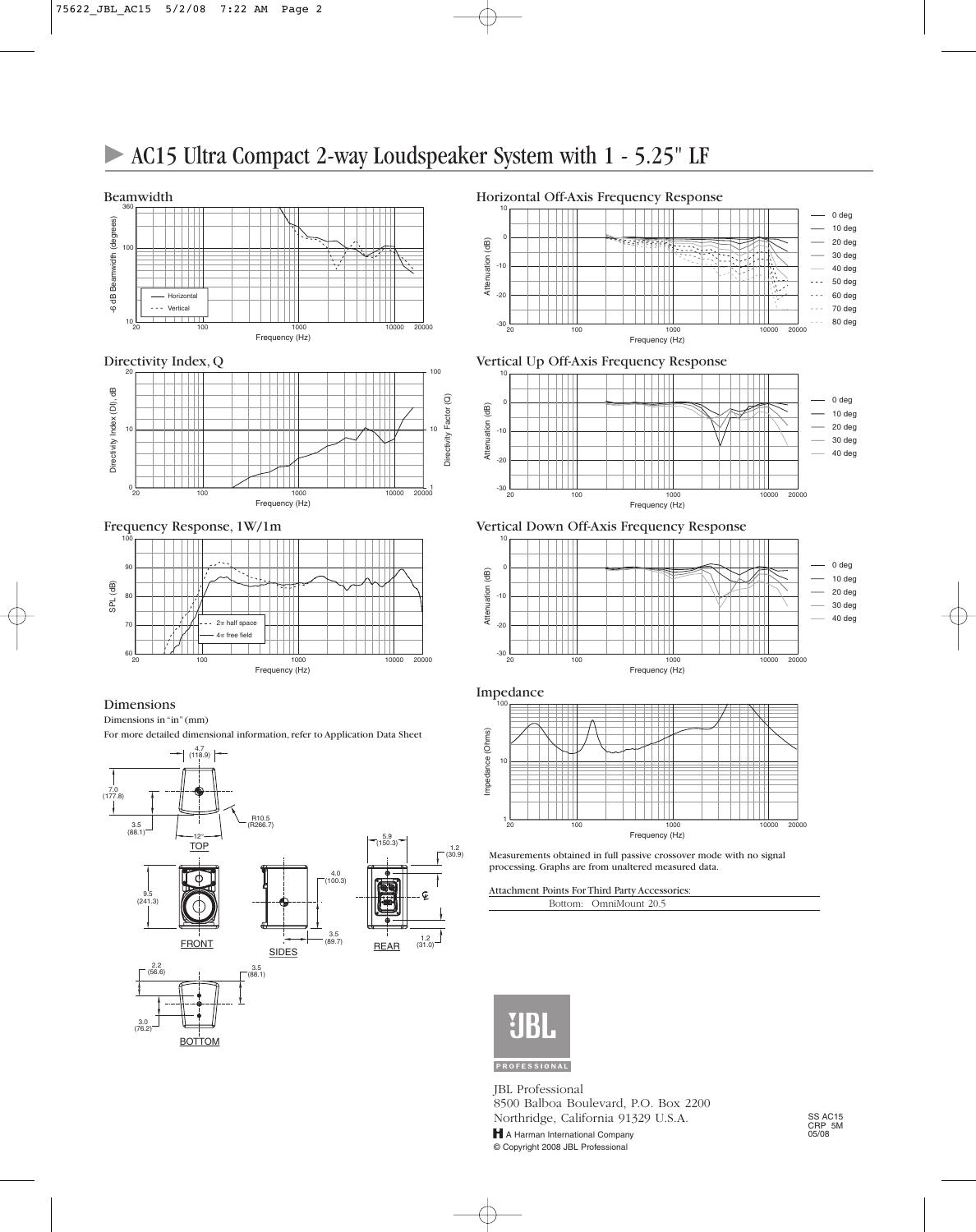# AC15 Ultra Compact 2-way Loudspeaker System with 1 - 5.25" LF

## Beamwidth

-6 dB Beamwidth (degrees)

360
100
10

20 100 1000 10000 20000

Frequency (Hz)

Horizontal
Vertical

## Horizontal Off-Axis Frequency Response

Attenuation (dB)

10
0
-10
-20
-30

20 100 1000 10000 20000

Frequency (Hz)

0 deg
10 deg
20 deg
30 deg
40 deg
50 deg
60 deg
70 deg
80 deg

## Directivity Index, Q

Directivity Index (DI), dB

20
10
0

Directivity Factor (Q)

100
10
1

20 100 1000 10000 20000

Frequency (Hz)

## Vertical Up Off-Axis Frequency Response

Attenuation (dB)

10
0
-10
-20
-30

20 100 1000 10000 20000

Frequency (Hz)

0 deg
10 deg
20 deg
30 deg
40 deg

## Frequency Response, 1W/1m

SPL (dB)

100
90
80
70
60

20 100 1000 10000 20000

Frequency (Hz)

2π half space
4π free field

## Vertical Down Off-Axis Frequency Response

Attenuation (dB)

10
0
-10
-20
-30

20 100 1000 10000 20000

Frequency (Hz)

0 deg
10 deg
20 deg
30 deg
40 deg

## Dimensions

Dimensions in "in" (mm)

For more detailed dimensional information, refer to Application Data Sheet

4.7 (118.9)
7.0 (177.8)
3.5 (88.1)
12°
R10.5 (R266.7)
TOP
9.5 (241.3)
FRONT
4.0 (100.3)
3.5 (89.7)
SIDES
5.9 (150.3)
1.2 (30.9)
℄
1.2 (31.0)
REAR
2.2 (56.6)
3.5 (88.1)
3.0 (76.2)
BOTTOM

## Impedance

Impedance (Ohms)

100
10
1

20 100 1000 10000 20000

Frequency (Hz)

Measurements obtained in full passive crossover mode with no signal processing. Graphs are from unaltered measured data.

Attachment Points For Third Party Accessories:

Bottom: OmniMount 20.5

JBL PROFESSIONAL

JBL Professional
8500 Balboa Boulevard, P.O. Box 2200
Northridge, California 91329 U.S.A.

A Harman International Company

© Copyright 2008 JBL Professional

SS AC15
CRP 5M
05/08